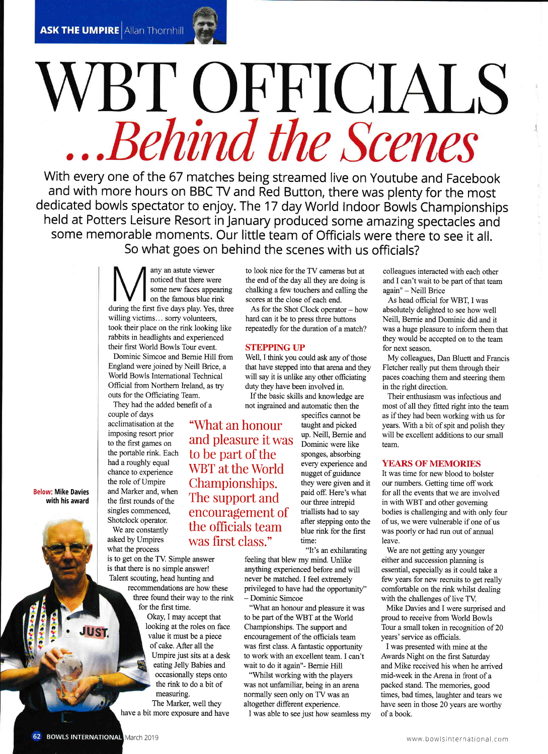ASK THE UMPIRE | Allan Thornhill

# WBT OFFICIALS

## ...*Behind the Scenes*

**With every one of the 67 matches being streamed live on Youtube and Facebook and with more hours on BBC TV and Red Button, there was plenty for the most dedicated bowls spectator to enjoy. The 17 day World Indoor Bowls Championships held at Potters Leisure Resort in January produced some amazing spectacles and some memorable moments. Our little team of Officials were there to see it all. So what goes on behind the scenes with us officials?**

Many an astute viewer noticed that there were some new faces appearing on the famous blue rink during the first five days play. Yes, three willing victims… sorry volunteers, took their place on the rink looking like rabbits in headlights and experienced their first World Bowls Tour event.

Dominic Simcoe and Bernie Hill from England were joined by Neill Brice, a World Bowls International Technical Official from Northern Ireland, as try outs for the Officiating Team.

They had the added benefit of a couple of days acclimatisation at the imposing resort prior to the first games on the portable rink. Each had a roughly equal chance to experience the role of Umpire and Marker and, when the first rounds of the singles commenced, Shotclock operator.

We are constantly asked by Umpires what the process is to get on the TV. Simple answer is that there is no simple answer! Talent scouting, head hunting and recommendations are how these three found their way to the rink for the first time.

Okay, I may accept that looking at the roles on face value it must be a piece of cake. After all the Umpire just sits at a desk eating Jelly Babies and occasionally steps onto the rink to do a bit of measuring.

The Marker, well they have a bit more exposure and have to look nice for the TV cameras but at the end of the day all they are doing is chalking a few touchers and calling the scores at the close of each end.

As for the Shot Clock operator – how hard can it be to press three buttons repeatedly for the duration of a match?

> "What an honour and pleasure it was to be part of the WBT at the World Championships. The support and encouragement of the officials team was first class."

**Below: Mike Davies with his award**

### STEPPING UP

Well, I think you could ask any of those that have stepped into that arena and they will say it is unlike any other officiating duty they have been involved in.

If the basic skills and knowledge are not ingrained and automatic then the specifics cannot be taught and picked up. Neill, Bernie and Dominic were like sponges, absorbing every experience and nugget of guidance they were given and it paid off. Here's what our three intrepid triallists had to say after stepping onto the blue rink for the first time:

"It's an exhilarating feeling that blew my mind. Unlike anything experienced before and will never be matched. I feel extremely privileged to have had the opportunity" – Dominic Simcoe

"What an honour and pleasure it was to be part of the WBT at the World Championships. The support and encouragement of the officials team was first class. A fantastic opportunity to work with an excellent team. I can't wait to do it again"- Bernie Hill

"Whilst working with the players was not unfamiliar, being in an arena normally seen only on TV was an altogether different experience.

I was able to see just how seamless my colleagues interacted with each other and I can't wait to be part of that team again" – Neill Brice

As head official for WBT, I was absolutely delighted to see how well Neill, Bernie and Dominic did and it was a huge pleasure to inform them that they would be accepted on to the team for next season.

My colleagues, Dan Bluett and Francis Fletcher really put them through their paces coaching them and steering them in the right direction.

Their enthusiasm was infectious and most of all they fitted right into the team as if they had been working with us for years. With a bit of spit and polish they will be excellent additions to our small team.

### YEARS OF MEMORIES

It was time for new blood to bolster our numbers. Getting time off work for all the events that we are involved in with WBT and other governing bodies is challenging and with only four of us, we were vulnerable if one of us was poorly or had run out of annual leave.

We are not getting any younger either and succession planning is essential, especially as it could take a few years for new recruits to get really comfortable on the rink whilst dealing with the challenges of live TV.

Mike Davies and I were surprised and proud to receive from World Bowls Tour a small token in recognition of 20 years' service as officials.

I was presented with mine at the Awards Night on the first Saturday and Mike received his when he arrived mid-week in the Arena in front of a packed stand. The memories, good times, bad times, laughter and tears we have seen in those 20 years are worthy of a book.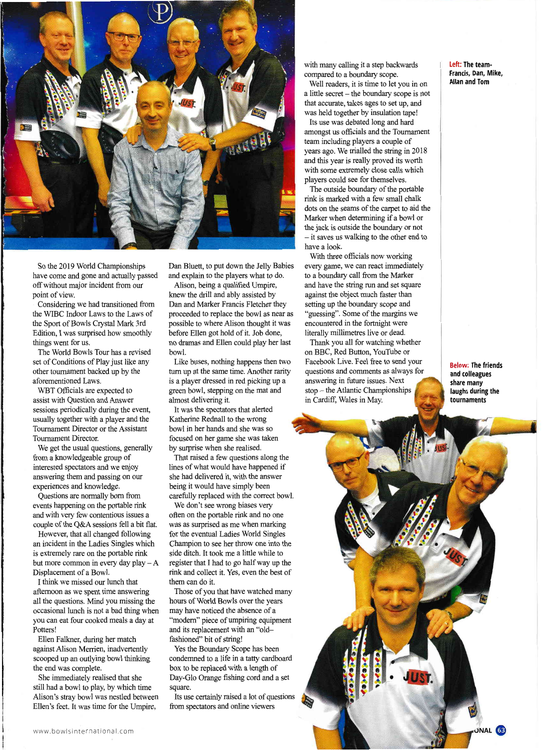**Left:** The team- Francis, Dan, Mike, Allan and Tom

So the 2019 World Championships have come and gone and actually passed off without major incident from our point of view.

Considering we had transitioned from the WIBC Indoor Laws to the Laws of the Sport of Bowls Crystal Mark 3rd Edition, I was surprised how smoothly things went for us.

The World Bowls Tour has a revised set of Conditions of Play just like any other tournament backed up by the aforementioned Laws.

WBT Officials are expected to assist with Question and Answer sessions periodically during the event, usually together with a player and the Tournament Director or the Assistant Tournament Director.

We get the usual questions, generally from a knowledgeable group of interested spectators and we enjoy answering them and passing on our experiences and knowledge.

Questions are normally born from events happening on the portable rink and with very few contentious issues a couple of the Q&A sessions fell a bit flat.

However, that all changed following an incident in the Ladies Singles which is extremely rare on the portable rink but more common in every day play – A Displacement of a Bowl.

I think we missed our lunch that afternoon as we spent time answering all the questions. Mind you missing the occasional lunch is not a bad thing when you can eat four cooked meals a day at Potters!

Ellen Falkner, during her match against Alison Merrien, inadvertently scooped up an outlying bowl thinking the end was complete.

She immediately realised that she still had a bowl to play, by which time Alison's stray bowl was nestled between Ellen's feet. It was time for the Umpire, Dan Bluett, to put down the Jelly Babies and explain to the players what to do.

Alison, being a qualified Umpire, knew the drill and ably assisted by Dan and Marker Francis Fletcher they proceeded to replace the bowl as near as possible to where Alison thought it was before Ellen got hold of it. Job done, no dramas and Ellen could play her last bowl.

Like buses, nothing happens then two turn up at the same time. Another rarity is a player dressed in red picking up a green bowl, stepping on the mat and almost delivering it.

It was the spectators that alerted Katherine Rednall to the wrong bowl in her hands and she was so focused on her game she was taken by surprise when she realised.

That raised a few questions along the lines of what would have happened if she had delivered it, with the answer being it would have simply been carefully replaced with the correct bowl.

We don't see wrong biases very often on the portable rink and no one was as surprised as me when marking for the eventual Ladies World Singles Champion to see her throw one into the side ditch. It took me a little while to register that I had to go half way up the rink and collect it. Yes, even the best of them can do it.

Those of you that have watched many hours of World Bowls over the years may have noticed the absence of a "modern" piece of umpiring equipment and its replacement with an "old-fashioned" bit of string!

Yes the Boundary Scope has been condemned to a life in a tatty cardboard box to be replaced with a length of Day-Glo Orange fishing cord and a set square.

Its use certainly raised a lot of questions from spectators and online viewers with many calling it a step backwards compared to a boundary scope.

Well readers, it is time to let you in on a little secret – the boundary scope is not that accurate, takes ages to set up, and was held together by insulation tape!

Its use was debated long and hard amongst us officials and the Tournament team including players a couple of years ago. We trialled the string in 2018 and this year is really proved its worth with some extremely close calls which players could see for themselves.

The outside boundary of the portable rink is marked with a few small chalk dots on the seams of the carpet to aid the Marker when determining if a bowl or the jack is outside the boundary or not – it saves us walking to the other end to have a look.

With three officials now working every game, we can react immediately to a boundary call from the Marker and have the string run and set square against the object much faster than setting up the boundary scope and "guessing". Some of the margins we encountered in the fortnight were literally millimetres live or dead.

Thank you all for watching whether on BBC, Red Button, YouTube or Facebook Live. Feel free to send your questions and comments as always for answering in future issues. Next stop – the Atlantic Championships in Cardiff, Wales in May.

**Below:** The friends and colleagues share many laughs during the tournaments